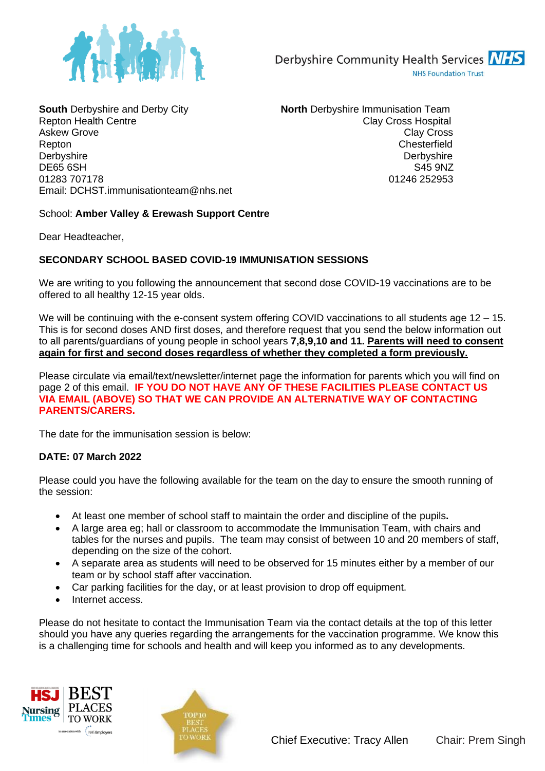Derbyshire Community Health Services NHS
NHS Foundation Trust

**South** Derbyshire and Derby City
Repton Health Centre
Askew Grove
Repton
Derbyshire
DE65 6SH
01283 707178
Email: DCHST.immunisationteam@nhs.net

**North** Derbyshire Immunisation Team
Clay Cross Hospital
Clay Cross
Chesterfield
Derbyshire
S45 9NZ
01246 252953

School: **Amber Valley & Erewash Support Centre**

Dear Headteacher,

**SECONDARY SCHOOL BASED COVID-19 IMMUNISATION SESSIONS**

We are writing to you following the announcement that second dose COVID-19 vaccinations are to be offered to all healthy 12-15 year olds.

We will be continuing with the e-consent system offering COVID vaccinations to all students age 12 – 15. This is for second doses AND first doses, and therefore request that you send the below information out to all parents/guardians of young people in school years **7,8,9,10 and 11.** **Parents will need to consent again for first and second doses regardless of whether they completed a form previously.**

Please circulate via email/text/newsletter/internet page the information for parents which you will find on page 2 of this email. **IF YOU DO NOT HAVE ANY OF THESE FACILITIES PLEASE CONTACT US VIA EMAIL (ABOVE) SO THAT WE CAN PROVIDE AN ALTERNATIVE WAY OF CONTACTING PARENTS/CARERS.**

The date for the immunisation session is below:

**DATE: 07 March 2022**

Please could you have the following available for the team on the day to ensure the smooth running of the session:

- At least one member of school staff to maintain the order and discipline of the pupils.
- A large area eg; hall or classroom to accommodate the Immunisation Team, with chairs and tables for the nurses and pupils. The team may consist of between 10 and 20 members of staff, depending on the size of the cohort.
- A separate area as students will need to be observed for 15 minutes either by a member of our team or by school staff after vaccination.
- Car parking facilities for the day, or at least provision to drop off equipment.
- Internet access.

Please do not hesitate to contact the Immunisation Team via the contact details at the top of this letter should you have any queries regarding the arrangements for the vaccination programme. We know this is a challenging time for schools and health and will keep you informed as to any developments.

HSJ Nursing Times BEST PLACES TO WORK

TOP 10 BEST PLACES TO WORK

Chief Executive: Tracy Allen    Chair: Prem Singh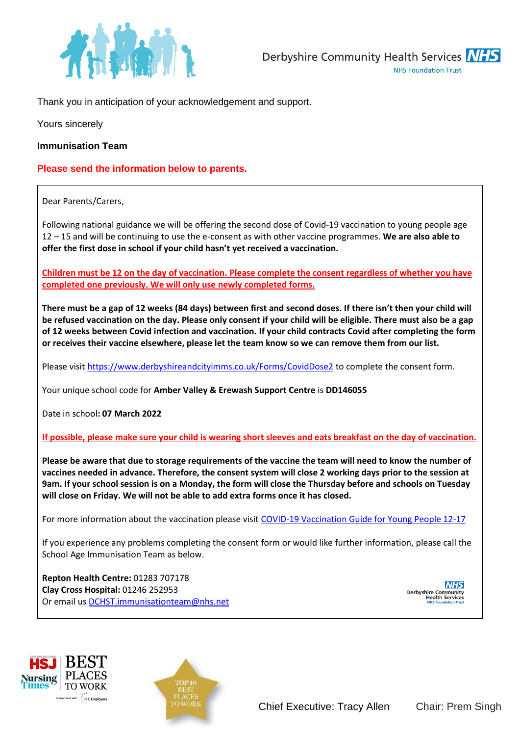Thank you in anticipation of your acknowledgement and support.

Yours sincerely

**Immunisation Team**

**Please send the information below to parents.**

Dear Parents/Carers,

Following national guidance we will be offering the second dose of Covid-19 vaccination to young people age 12 – 15 and will be continuing to use the e-consent as with other vaccine programmes. **We are also able to offer the first dose in school if your child hasn't yet received a vaccination.**

**Children must be 12 on the day of vaccination. Please complete the consent regardless of whether you have completed one previously. We will only use newly completed forms.**

**There must be a gap of 12 weeks (84 days) between first and second doses. If there isn't then your child will be refused vaccination on the day. Please only consent if your child will be eligible. There must also be a gap of 12 weeks between Covid infection and vaccination. If your child contracts Covid after completing the form or receives their vaccine elsewhere, please let the team know so we can remove them from our list.**

Please visit https://www.derbyshireandcityimms.co.uk/Forms/CovidDose2 to complete the consent form.

Your unique school code for **Amber Valley & Erewash Support Centre** is **DD146055**

Date in school**: 07 March 2022**

**If possible, please make sure your child is wearing short sleeves and eats breakfast on the day of vaccination.**

**Please be aware that due to storage requirements of the vaccine the team will need to know the number of vaccines needed in advance. Therefore, the consent system will close 2 working days prior to the session at 9am. If your school session is on a Monday, the form will close the Thursday before and schools on Tuesday will close on Friday. We will not be able to add extra forms once it has closed.**

For more information about the vaccination please visit COVID-19 Vaccination Guide for Young People 12-17

If you experience any problems completing the consent form or would like further information, please call the School Age Immunisation Team as below.

**Repton Health Centre:** 01283 707178
**Clay Cross Hospital:** 01246 252953
Or email us DCHST.immunisationteam@nhs.net

Chief Executive: Tracy Allen Chair: Prem Singh